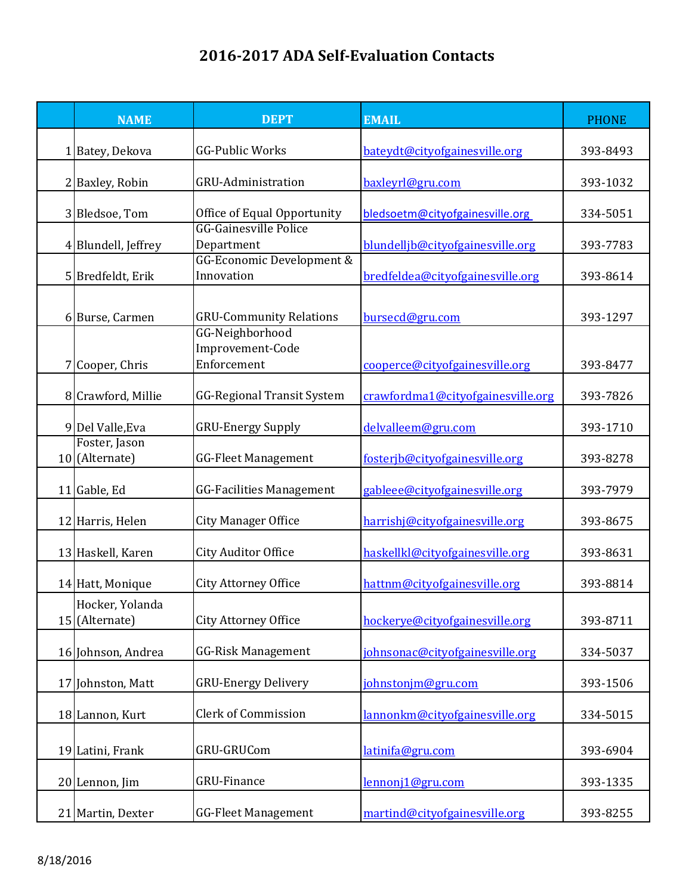# 2016-2017 ADA Self-Evaluation Contacts

| | NAME | DEPT | EMAIL | PHONE |
|---|---|---|---|---|
| 1 | Batey, Dekova | GG-Public Works | bateydt@cityofgainesville.org | 393-8493 |
| 2 | Baxley, Robin | GRU-Administration | baxleyrl@gru.com | 393-1032 |
| 3 | Bledsoe, Tom | Office of Equal Opportunity | bledsoetm@cityofgainesville.org | 334-5051 |
| 4 | Blundell, Jeffrey | GG-Gainesville Police Department | blundelljb@cityofgainesville.org | 393-7783 |
| 5 | Bredfeldt, Erik | GG-Economic Development & Innovation | bredfeldea@cityofgainesville.org | 393-8614 |
| 6 | Burse, Carmen | GRU-Community Relations | bursecd@gru.com | 393-1297 |
| 7 | Cooper, Chris | GG-Neighborhood Improvement-Code Enforcement | cooperce@cityofgainesville.org | 393-8477 |
| 8 | Crawford, Millie | GG-Regional Transit System | crawfordma1@cityofgainesville.org | 393-7826 |
| 9 | Del Valle,Eva | GRU-Energy Supply | delvalleem@gru.com | 393-1710 |
| 10 | Foster, Jason (Alternate) | GG-Fleet Management | fosterjb@cityofgainesville.org | 393-8278 |
| 11 | Gable, Ed | GG-Facilities Management | gableee@cityofgainesville.org | 393-7979 |
| 12 | Harris, Helen | City Manager Office | harrishj@cityofgainesville.org | 393-8675 |
| 13 | Haskell, Karen | City Auditor Office | haskellkl@cityofgainesville.org | 393-8631 |
| 14 | Hatt, Monique | City Attorney Office | hattnm@cityofgainesville.org | 393-8814 |
| 15 | Hocker, Yolanda (Alternate) | City Attorney Office | hockerye@cityofgainesville.org | 393-8711 |
| 16 | Johnson, Andrea | GG-Risk Management | johnsonac@cityofgainesville.org | 334-5037 |
| 17 | Johnston, Matt | GRU-Energy Delivery | johnstonjm@gru.com | 393-1506 |
| 18 | Lannon, Kurt | Clerk of Commission | lannonkm@cityofgainesville.org | 334-5015 |
| 19 | Latini, Frank | GRU-GRUCom | latinifa@gru.com | 393-6904 |
| 20 | Lennon, Jim | GRU-Finance | lennonj1@gru.com | 393-1335 |
| 21 | Martin, Dexter | GG-Fleet Management | martind@cityofgainesville.org | 393-8255 |

8/18/2016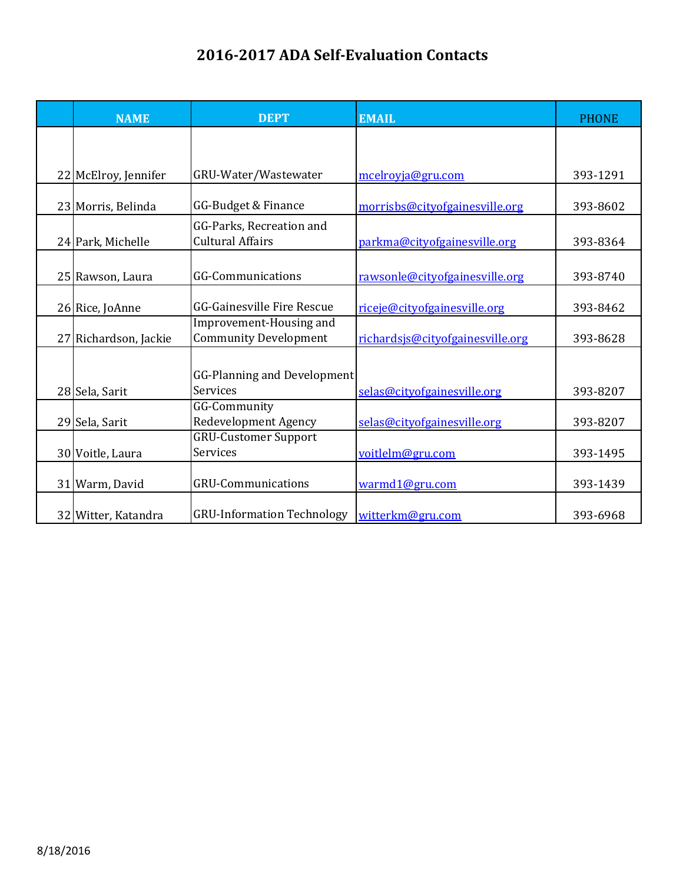# 2016-2017 ADA Self-Evaluation Contacts

| | NAME | DEPT | EMAIL | PHONE |
|---|---|---|---|---|
| 22 | McElroy, Jennifer | GRU-Water/Wastewater | mcelroyja@gru.com | 393-1291 |
| 23 | Morris, Belinda | GG-Budget & Finance | morrisbs@cityofgainesville.org | 393-8602 |
| 24 | Park, Michelle | GG-Parks, Recreation and Cultural Affairs | parkma@cityofgainesville.org | 393-8364 |
| 25 | Rawson, Laura | GG-Communications | rawsonle@cityofgainesville.org | 393-8740 |
| 26 | Rice, JoAnne | GG-Gainesville Fire Rescue | riceje@cityofgainesville.org | 393-8462 |
| 27 | Richardson, Jackie | Improvement-Housing and Community Development | richardsjs@cityofgainesville.org | 393-8628 |
| 28 | Sela, Sarit | GG-Planning and Development Services | selas@cityofgainesville.org | 393-8207 |
| 29 | Sela, Sarit | GG-Community Redevelopment Agency | selas@cityofgainesville.org | 393-8207 |
| 30 | Voitle, Laura | GRU-Customer Support Services | voitlelm@gru.com | 393-1495 |
| 31 | Warm, David | GRU-Communications | warmd1@gru.com | 393-1439 |
| 32 | Witter, Katandra | GRU-Information Technology | witterkm@gru.com | 393-6968 |

8/18/2016